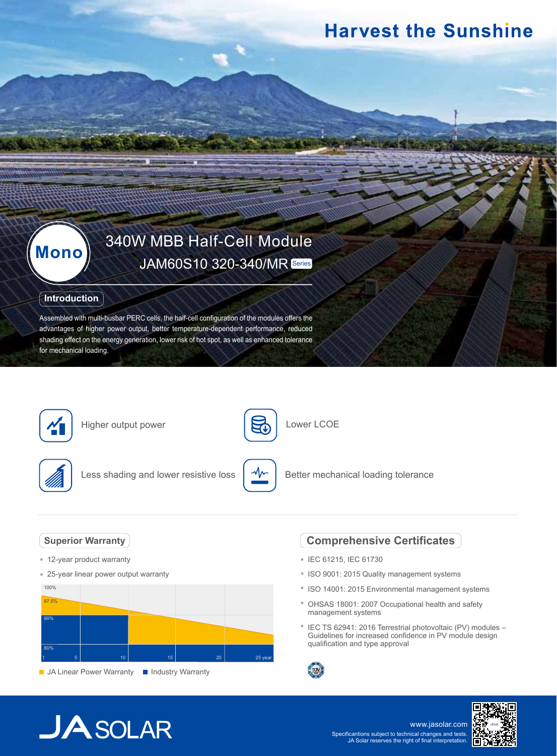# Harvest the Sunshine

**Mono**

## 340W MBB Half-Cell Module

### JAM60S10 320-340/MR Series

## Introduction

Assembled with multi-busbar PERC cells, the half-cell configuration of the modules offers the advantages of higher power output, better temperature-dependent performance, reduced shading effect on the energy generation, lower risk of hot spot, as well as enhanced tolerance for mechanical loading.

- Higher output power
- Lower LCOE
- Less shading and lower resistive loss
- Better mechanical loading tolerance

## Superior Warranty

- 12-year product warranty
- 25-year linear power output warranty

100%
97.5%
90%
80%
1 5 10 15 20 25 year

JA Linear Power Warranty    Industry Warranty

## Comprehensive Certificates

- IEC 61215, IEC 61730
- ISO 9001: 2015 Quality management systems
- ISO 14001: 2015 Environmental management systems
- OHSAS 18001: 2007 Occupational health and safety management systems
- IEC TS 62941: 2016 Terrestrial photovoltaic (PV) modules – Guidelines for increased confidence in PV module design qualification and type approval

JA SOLAR

www.jasolar.com

Specificantions subject to technical changes and tests.
JA Solar reserves the right of final interpretation.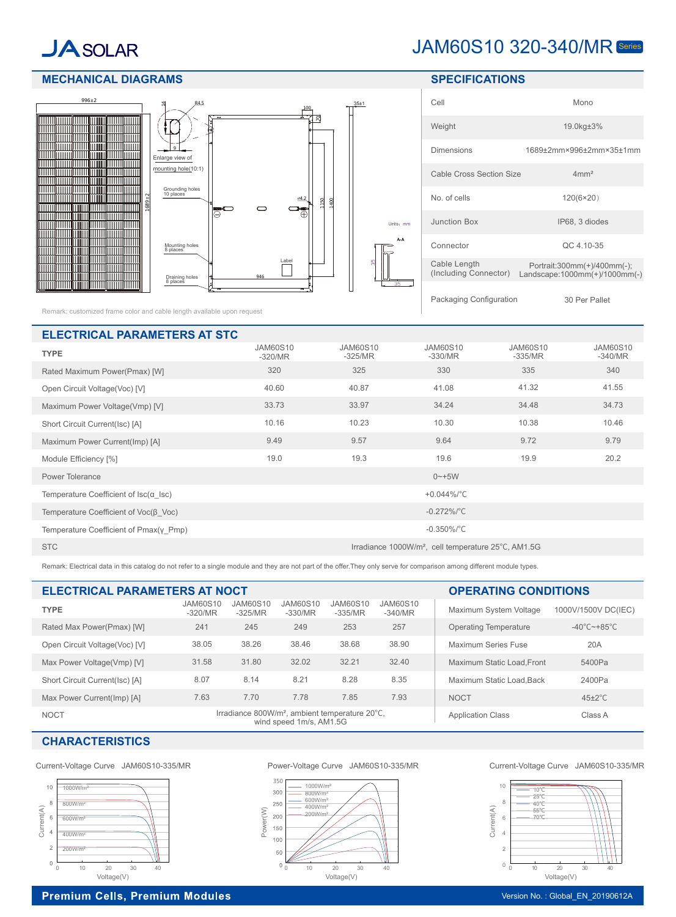# JA SOLAR

# JAM60S10 320-340/MR Series

## MECHANICAL DIAGRAMS

996±2

1689±2

84.5

14

9

Enlarge view of mounting hole(10:1)

Grounding holes 10 places

Mounting holes 8 places

Draining holes 8 places

100

20

ø4.2

1150

1400

946

Label

35±1

Units: mm

A-A

35

35

Remark: customized frame color and cable length available upon request

## SPECIFICATIONS

| | |
|---|---|
| Cell | Mono |
| Weight | 19.0kg±3% |
| Dimensions | 1689±2mm×996±2mm×35±1mm |
| Cable Cross Section Size | 4mm² |
| No. of cells | 120(6×20) |
| Junction Box | IP68, 3 diodes |
| Connector | QC 4.10-35 |
| Cable Length (Including Connector) | Portrait:300mm(+)/400mm(-); Landscape:1000mm(+)/1000mm(-) |
| Packaging Configuration | 30 Per Pallet |

## ELECTRICAL PARAMETERS AT STC

| TYPE | JAM60S10 -320/MR | JAM60S10 -325/MR | JAM60S10 -330/MR | JAM60S10 -335/MR | JAM60S10 -340/MR |
|---|---|---|---|---|---|
| Rated Maximum Power(Pmax) [W] | 320 | 325 | 330 | 335 | 340 |
| Open Circuit Voltage(Voc) [V] | 40.60 | 40.87 | 41.08 | 41.32 | 41.55 |
| Maximum Power Voltage(Vmp) [V] | 33.73 | 33.97 | 34.24 | 34.48 | 34.73 |
| Short Circuit Current(Isc) [A] | 10.16 | 10.23 | 10.30 | 10.38 | 10.46 |
| Maximum Power Current(Imp) [A] | 9.49 | 9.57 | 9.64 | 9.72 | 9.79 |
| Module Efficiency [%] | 19.0 | 19.3 | 19.6 | 19.9 | 20.2 |
| Power Tolerance | 0~+5W | | | | |
| Temperature Coefficient of Isc(α_Isc) | +0.044%/°C | | | | |
| Temperature Coefficient of Voc(β_Voc) | -0.272%/°C | | | | |
| Temperature Coefficient of Pmax(γ_Pmp) | -0.350%/°C | | | | |
| STC | Irradiance 1000W/m², cell temperature 25°C, AM1.5G | | | | |

Remark: Electrical data in this catalog do not refer to a single module and they are not part of the offer.They only serve for comparison among different module types.

## ELECTRICAL PARAMETERS AT NOCT

| TYPE | JAM60S10 -320/MR | JAM60S10 -325/MR | JAM60S10 -330/MR | JAM60S10 -335/MR | JAM60S10 -340/MR |
|---|---|---|---|---|---|
| Rated Max Power(Pmax) [W] | 241 | 245 | 249 | 253 | 257 |
| Open Circuit Voltage(Voc) [V] | 38.05 | 38.26 | 38.46 | 38.68 | 38.90 |
| Max Power Voltage(Vmp) [V] | 31.58 | 31.80 | 32.02 | 32.21 | 32.40 |
| Short Circuit Current(Isc) [A] | 8.07 | 8.14 | 8.21 | 8.28 | 8.35 |
| Max Power Current(Imp) [A] | 7.63 | 7.70 | 7.78 | 7.85 | 7.93 |
| NOCT | Irradiance 800W/m², ambient temperature 20°C, wind speed 1m/s, AM1.5G | | | | |

## OPERATING CONDITIONS

| | |
|---|---|
| Maximum System Voltage | 1000V/1500V DC(IEC) |
| Operating Temperature | -40°C~+85°C |
| Maximum Series Fuse | 20A |
| Maximum Static Load,Front | 5400Pa |
| Maximum Static Load,Back | 2400Pa |
| NOCT | 45±2°C |
| Application Class | Class A |

## CHARACTERISTICS

Current-Voltage Curve JAM60S10-335/MR

Current(A)

0
2
4
6
8
10

1000W/m²
800W/m²
600W/m²
400W/m²
200W/m²

0 10 20 30 40

Voltage(V)

Power-Voltage Curve JAM60S10-335/MR

Power(W)

0
50
100
150
200
250
300
350

1000W/m²
800W/m²
600W/m²
400W/m²
200W/m²

0 10 20 30 40

Voltage(V)

Current-Voltage Curve JAM60S10-335/MR

Current(A)

0
2
4
6
8
10

10°C
25°C
40°C
55°C
70°C

0 10 20 30 40

Voltage(V)

**Premium Cells, Premium Modules**

Version No. : Global_EN_20190612A